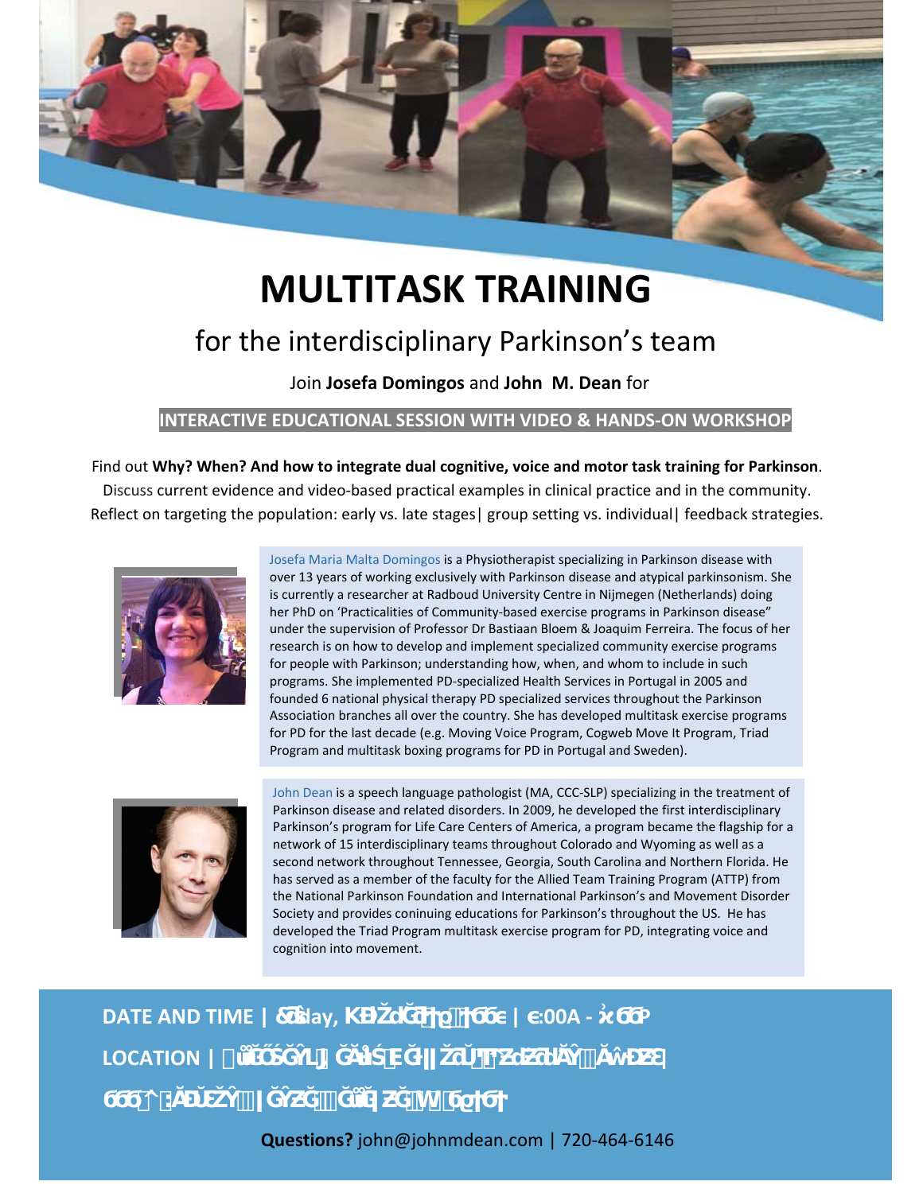# MULTITASK TRAINING

## for the interdisciplinary Parkinson's team

Join **Josefa Domingos** and **John M. Dean** for

**INTERACTIVE EDUCATIONAL SESSION WITH VIDEO & HANDS-ON WORKSHOP**

Find out **Why? When? And how to integrate dual cognitive, voice and motor task training for Parkinson**.
Discuss current evidence and video-based practical examples in clinical practice and in the community.
Reflect on targeting the population: early vs. late stages| group setting vs. individual| feedback strategies.

Josefa Maria Malta Domingos is a Physiotherapist specializing in Parkinson disease with over 13 years of working exclusively with Parkinson disease and atypical parkinsonism. She is currently a researcher at Radboud University Centre in Nijmegen (Netherlands) doing her PhD on 'Practicalities of Community-based exercise programs in Parkinson disease" under the supervision of Professor Dr Bastiaan Bloem & Joaquim Ferreira. The focus of her research is on how to develop and implement specialized community exercise programs for people with Parkinson; understanding how, when, and whom to include in such programs. She implemented PD-specialized Health Services in Portugal in 2005 and founded 6 national physical therapy PD specialized services throughout the Parkinson Association branches all over the country. She has developed multitask exercise programs for PD for the last decade (e.g. Moving Voice Program, Cogweb Move It Program, Triad Program and multitask boxing programs for PD in Portugal and Sweden).

John Dean is a speech language pathologist (MA, CCC-SLP) specializing in the treatment of Parkinson disease and related disorders. In 2009, he developed the first interdisciplinary Parkinson's program for Life Care Centers of America, a program became the flagship for a network of 15 interdisciplinary teams throughout Colorado and Wyoming as well as a second network throughout Tennessee, Georgia, South Carolina and Northern Florida. He has served as a member of the faculty for the Allied Team Training Program (ATTP) from the National Parkinson Foundation and International Parkinson's and Movement Disorder Society and provides coninuing educations for Parkinson's throughout the US. He has developed the Triad Program multitask exercise program for PD, integrating voice and cognition into movement.

**DATE AND TIME |**

**LOCATION |**

**Questions?** john@johnmdean.com | 720-464-6146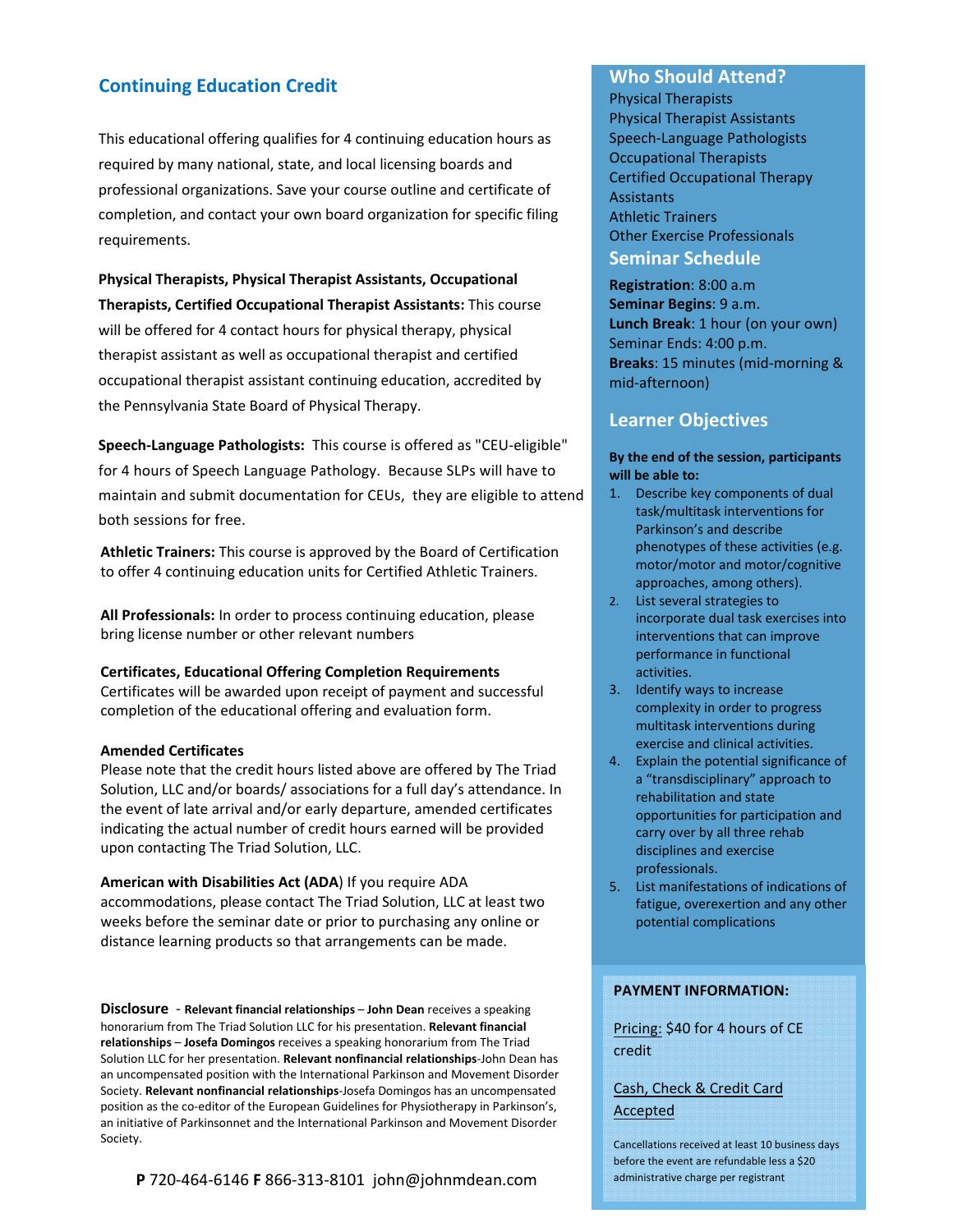## Continuing Education Credit

This educational offering qualifies for 4 continuing education hours as required by many national, state, and local licensing boards and professional organizations. Save your course outline and certificate of completion, and contact your own board organization for specific filing requirements.

**Physical Therapists, Physical Therapist Assistants, Occupational Therapists, Certified Occupational Therapist Assistants:** This course will be offered for 4 contact hours for physical therapy, physical therapist assistant as well as occupational therapist and certified occupational therapist assistant continuing education, accredited by the Pennsylvania State Board of Physical Therapy.

**Speech-Language Pathologists:** This course is offered as "CEU-eligible" for 4 hours of Speech Language Pathology. Because SLPs will have to maintain and submit documentation for CEUs, they are eligible to attend both sessions for free.

**Athletic Trainers:** This course is approved by the Board of Certification to offer 4 continuing education units for Certified Athletic Trainers.

**All Professionals:** In order to process continuing education, please bring license number or other relevant numbers

**Certificates, Educational Offering Completion Requirements**
Certificates will be awarded upon receipt of payment and successful completion of the educational offering and evaluation form.

**Amended Certificates**
Please note that the credit hours listed above are offered by The Triad Solution, LLC and/or boards/ associations for a full day's attendance. In the event of late arrival and/or early departure, amended certificates indicating the actual number of credit hours earned will be provided upon contacting The Triad Solution, LLC.

**American with Disabilities Act (ADA**) If you require ADA accommodations, please contact The Triad Solution, LLC at least two weeks before the seminar date or prior to purchasing any online or distance learning products so that arrangements can be made.

**Disclosure** - **Relevant financial relationships** – **John Dean** receives a speaking honorarium from The Triad Solution LLC for his presentation. **Relevant financial relationships** – **Josefa Domingos** receives a speaking honorarium from The Triad Solution LLC for her presentation. **Relevant nonfinancial relationships**-John Dean has an uncompensated position with the International Parkinson and Movement Disorder Society. **Relevant nonfinancial relationships**-Josefa Domingos has an uncompensated position as the co-editor of the European Guidelines for Physiotherapy in Parkinson's, an initiative of Parkinsonnet and the International Parkinson and Movement Disorder Society.

**P** 720-464-6146 **F** 866-313-8101 john@johnmdean.com

## Who Should Attend?

Physical Therapists
Physical Therapist Assistants
Speech-Language Pathologists
Occupational Therapists
Certified Occupational Therapy Assistants
Athletic Trainers
Other Exercise Professionals

## Seminar Schedule

**Registration**: 8:00 a.m
**Seminar Begins**: 9 a.m.
**Lunch Break**: 1 hour (on your own)
Seminar Ends: 4:00 p.m.
**Breaks**: 15 minutes (mid-morning & mid-afternoon)

## Learner Objectives

**By the end of the session, participants will be able to:**

1. Describe key components of dual task/multitask interventions for Parkinson's and describe phenotypes of these activities (e.g. motor/motor and motor/cognitive approaches, among others).
2. List several strategies to incorporate dual task exercises into interventions that can improve performance in functional activities.
3. Identify ways to increase complexity in order to progress multitask interventions during exercise and clinical activities.
4. Explain the potential significance of a "transdisciplinary" approach to rehabilitation and state opportunities for participation and carry over by all three rehab disciplines and exercise professionals.
5. List manifestations of indications of fatigue, overexertion and any other potential complications

**PAYMENT INFORMATION:**

Pricing: $40 for 4 hours of CE credit

Cash, Check & Credit Card Accepted

Cancellations received at least 10 business days before the event are refundable less a $20 administrative charge per registrant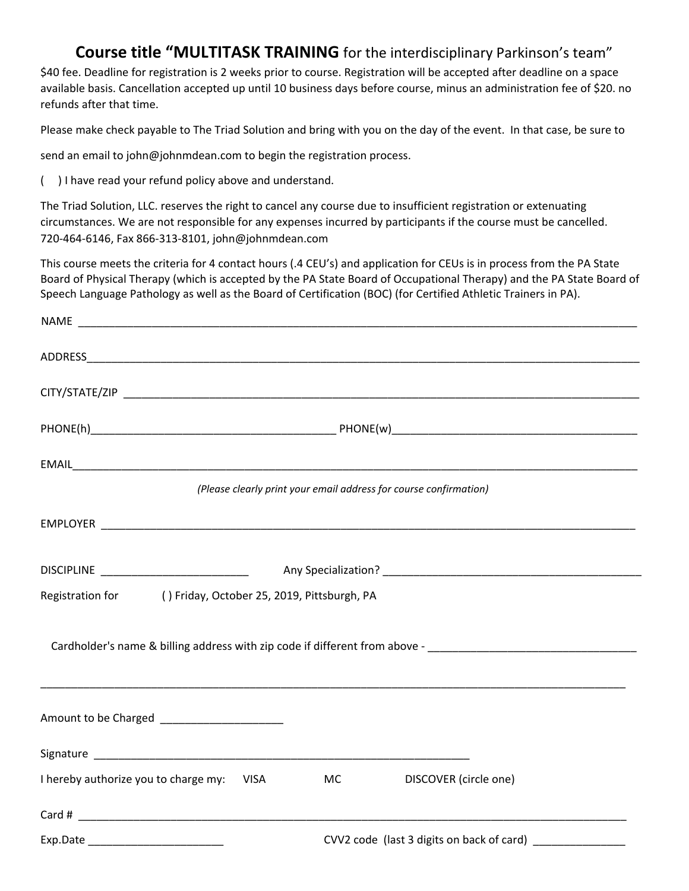# Course title "**MULTITASK TRAINING** for the interdisciplinary Parkinson's team"

$40 fee. Deadline for registration is 2 weeks prior to course. Registration will be accepted after deadline on a space available basis. Cancellation accepted up until 10 business days before course, minus an administration fee of $20. no refunds after that time.

Please make check payable to The Triad Solution and bring with you on the day of the event. In that case, be sure to send an email to john@johnmdean.com to begin the registration process.

( ) I have read your refund policy above and understand.

The Triad Solution, LLC. reserves the right to cancel any course due to insufficient registration or extenuating circumstances. We are not responsible for any expenses incurred by participants if the course must be cancelled. 720-464-6146, Fax 866-313-8101, john@johnmdean.com

This course meets the criteria for 4 contact hours (.4 CEU's) and application for CEUs is in process from the PA State Board of Physical Therapy (which is accepted by the PA State Board of Occupational Therapy) and the PA State Board of Speech Language Pathology as well as the Board of Certification (BOC) (for Certified Athletic Trainers in PA).

NAME ____________________________________________

ADDRESS____________________________________________

CITY/STATE/ZIP ____________________________________________

PHONE(h)____________________ PHONE(w)____________________

EMAIL____________________________________________

*(Please clearly print your email address for course confirmation)*

EMPLOYER ____________________________________________

DISCIPLINE ____________________ Any Specialization? ____________________

Registration for ( ) Friday, October 25, 2019, Pittsburgh, PA

Cardholder's name & billing address with zip code if different from above - ____________________

____________________________________________

Amount to be Charged ____________________

Signature ____________________________________________

I hereby authorize you to charge my: VISA MC DISCOVER (circle one)

Card # ____________________________________________

Exp.Date ____________________ CVV2 code (last 3 digits on back of card) ____________________